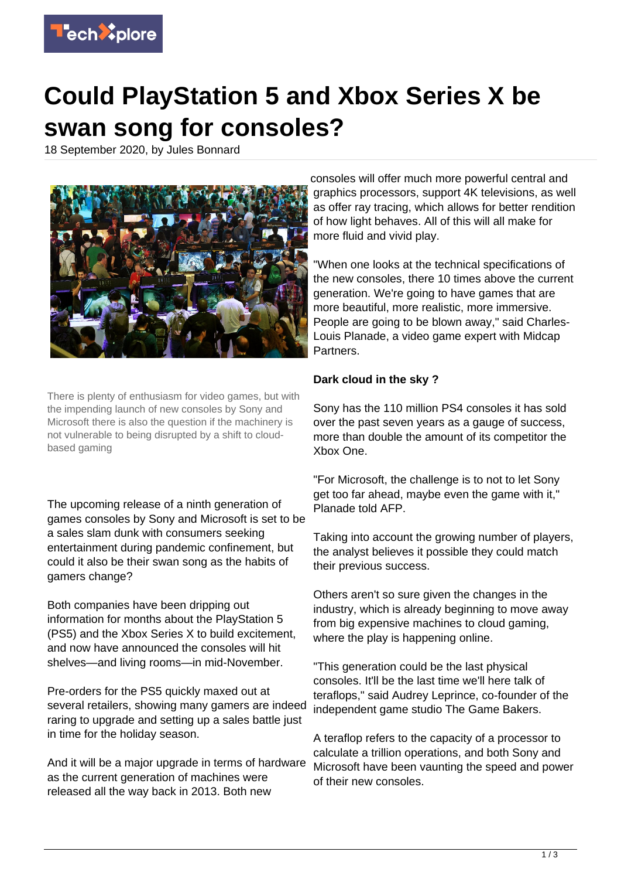# Could PlayStation 5 and Xbox Series X be swan song for consoles?

18 September 2020, by Jules Bonnard

There is plenty of enthusiasm for video games, but with the impending launch of new consoles by Sony and Microsoft there is also the question if the machinery is not vulnerable to being disrupted by a shift to cloud-based gaming

The upcoming release of a ninth generation of games consoles by Sony and Microsoft is set to be a sales slam dunk with consumers seeking entertainment during pandemic confinement, but could it also be their swan song as the habits of gamers change?

Both companies have been dripping out information for months about the PlayStation 5 (PS5) and the Xbox Series X to build excitement, and now have announced the consoles will hit shelves—and living rooms—in mid-November.

Pre-orders for the PS5 quickly maxed out at several retailers, showing many gamers are indeed raring to upgrade and setting up a sales battle just in time for the holiday season.

And it will be a major upgrade in terms of hardware as the current generation of machines were released all the way back in 2013. Both new consoles will offer much more powerful central and graphics processors, support 4K televisions, as well as offer ray tracing, which allows for better rendition of how light behaves. All of this will all make for more fluid and vivid play.

"When one looks at the technical specifications of the new consoles, there 10 times above the current generation. We're going to have games that are more beautiful, more realistic, more immersive. People are going to be blown away," said Charles-Louis Planade, a video game expert with Midcap Partners.

**Dark cloud in the sky ?**

Sony has the 110 million PS4 consoles it has sold over the past seven years as a gauge of success, more than double the amount of its competitor the Xbox One.

"For Microsoft, the challenge is to not to let Sony get too far ahead, maybe even the game with it," Planade told AFP.

Taking into account the growing number of players, the analyst believes it possible they could match their previous success.

Others aren't so sure given the changes in the industry, which is already beginning to move away from big expensive machines to cloud gaming, where the play is happening online.

"This generation could be the last physical consoles. It'll be the last time we'll here talk of teraflops," said Audrey Leprince, co-founder of the independent game studio The Game Bakers.

A teraflop refers to the capacity of a processor to calculate a trillion operations, and both Sony and Microsoft have been vaunting the speed and power of their new consoles.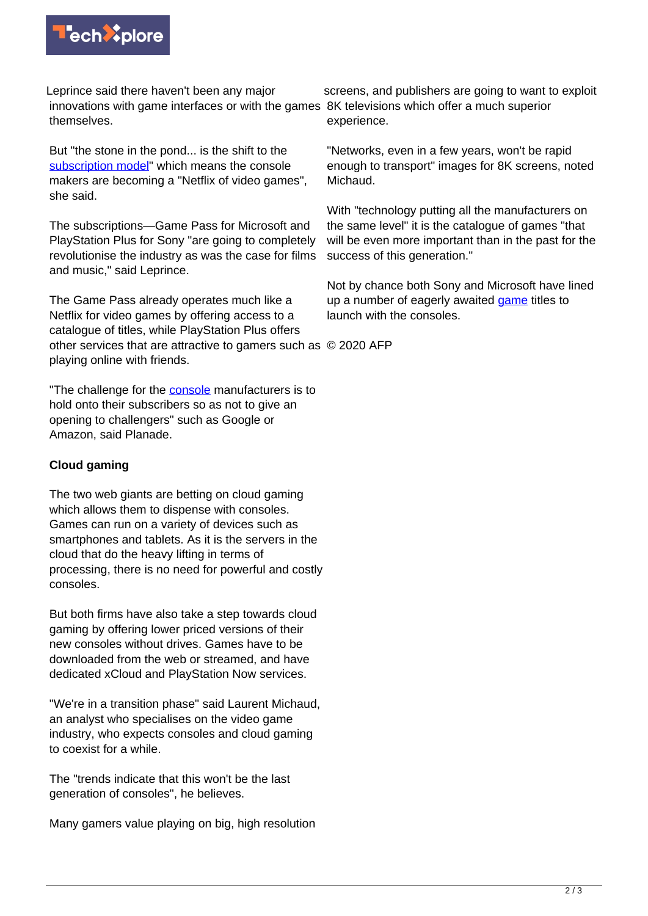Leprince said there haven't been any major innovations with game interfaces or with the games themselves.

But "the stone in the pond... is the shift to the subscription model" which means the console makers are becoming a "Netflix of video games", she said.

The subscriptions—Game Pass for Microsoft and PlayStation Plus for Sony "are going to completely revolutionise the industry as was the case for films and music," said Leprince.

The Game Pass already operates much like a Netflix for video games by offering access to a catalogue of titles, while PlayStation Plus offers other services that are attractive to gamers such as playing online with friends.

"The challenge for the console manufacturers is to hold onto their subscribers so as not to give an opening to challengers" such as Google or Amazon, said Planade.

**Cloud gaming**

The two web giants are betting on cloud gaming which allows them to dispense with consoles. Games can run on a variety of devices such as smartphones and tablets. As it is the servers in the cloud that do the heavy lifting in terms of processing, there is no need for powerful and costly consoles.

But both firms have also take a step towards cloud gaming by offering lower priced versions of their new consoles without drives. Games have to be downloaded from the web or streamed, and have dedicated xCloud and PlayStation Now services.

"We're in a transition phase" said Laurent Michaud, an analyst who specialises on the video game industry, who expects consoles and cloud gaming to coexist for a while.

The "trends indicate that this won't be the last generation of consoles", he believes.

Many gamers value playing on big, high resolution screens, and publishers are going to want to exploit 8K televisions which offer a much superior experience.

"Networks, even in a few years, won't be rapid enough to transport" images for 8K screens, noted Michaud.

With "technology putting all the manufacturers on the same level" it is the catalogue of games "that will be even more important than in the past for the success of this generation."

Not by chance both Sony and Microsoft have lined up a number of eagerly awaited game titles to launch with the consoles.

© 2020 AFP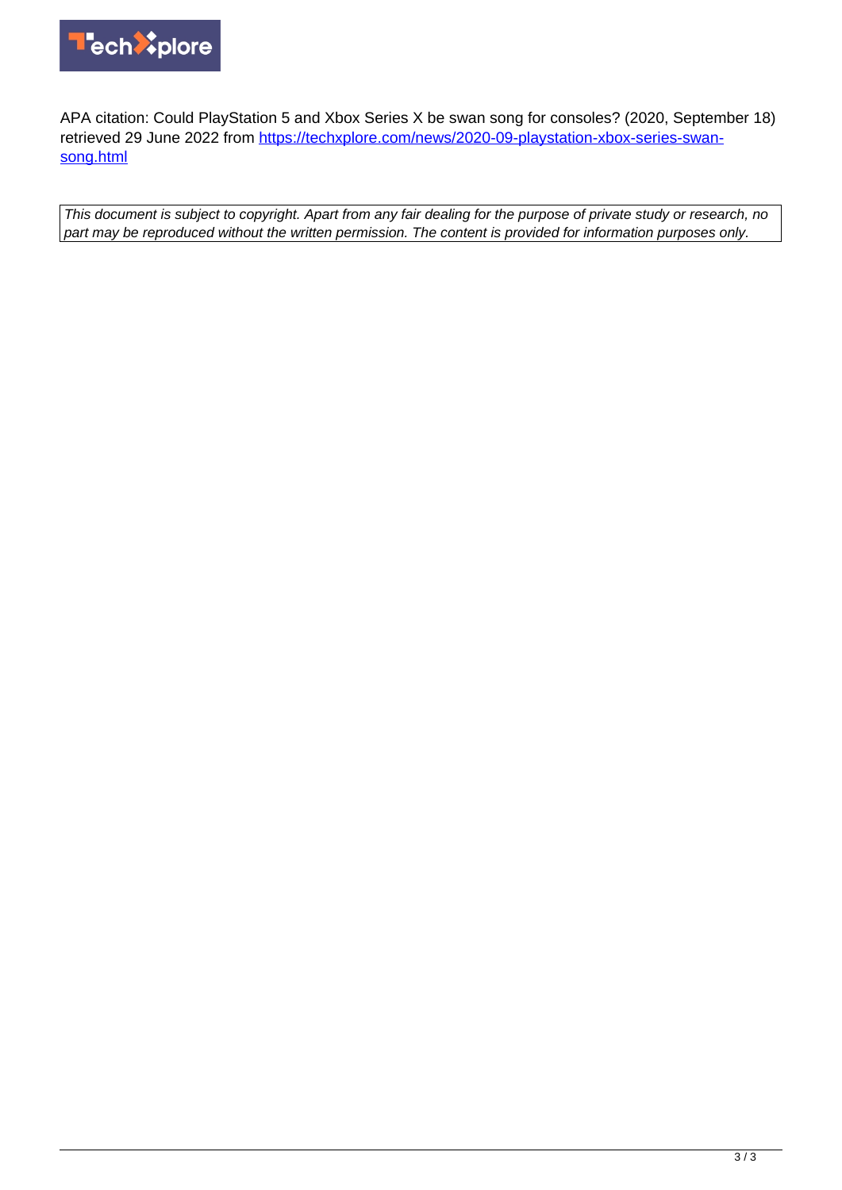APA citation: Could PlayStation 5 and Xbox Series X be swan song for consoles? (2020, September 18) retrieved 29 June 2022 from https://techxplore.com/news/2020-09-playstation-xbox-series-swan-song.html

*This document is subject to copyright. Apart from any fair dealing for the purpose of private study or research, no part may be reproduced without the written permission. The content is provided for information purposes only.*